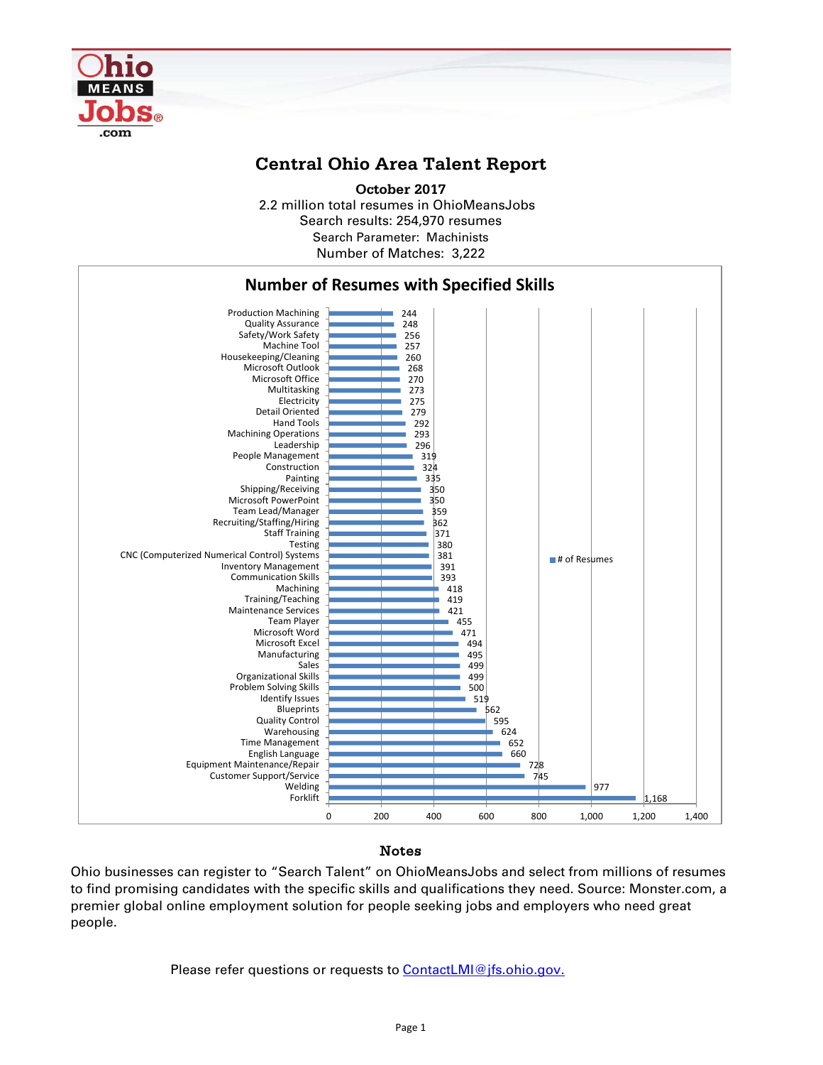# Central Ohio Area Talent Report

**October 2017**

2.2 million total resumes in OhioMeansJobs
Search results: 254,970 resumes
Search Parameter: Machinists
Number of Matches: 3,222

## Number of Resumes with Specified Skills

| Skill | # of Resumes |
|---|---|
| Production Machining | 244 |
| Quality Assurance | 248 |
| Safety/Work Safety | 256 |
| Machine Tool | 257 |
| Housekeeping/Cleaning | 260 |
| Microsoft Outlook | 268 |
| Microsoft Office | 270 |
| Multitasking | 273 |
| Electricity | 275 |
| Detail Oriented | 279 |
| Hand Tools | 292 |
| Machining Operations | 293 |
| Leadership | 296 |
| People Management | 319 |
| Construction | 324 |
| Painting | 335 |
| Shipping/Receiving | 350 |
| Microsoft PowerPoint | 350 |
| Team Lead/Manager | 359 |
| Recruiting/Staffing/Hiring | 362 |
| Staff Training | 371 |
| Testing | 380 |
| CNC (Computerized Numerical Control) Systems | 381 |
| Inventory Management | 391 |
| Communication Skills | 393 |
| Machining | 418 |
| Training/Teaching | 419 |
| Maintenance Services | 421 |
| Team Player | 455 |
| Microsoft Word | 471 |
| Microsoft Excel | 494 |
| Manufacturing | 495 |
| Sales | 499 |
| Organizational Skills | 499 |
| Problem Solving Skills | 500 |
| Identify Issues | 519 |
| Blueprints | 562 |
| Quality Control | 595 |
| Warehousing | 624 |
| Time Management | 652 |
| English Language | 660 |
| Equipment Maintenance/Repair | 728 |
| Customer Support/Service | 745 |
| Welding | 977 |
| Forklift | 1,168 |

## Notes

Ohio businesses can register to "Search Talent" on OhioMeansJobs and select from millions of resumes to find promising candidates with the specific skills and qualifications they need. Source: Monster.com, a premier global online employment solution for people seeking jobs and employers who need great people.

Please refer questions or requests to [ContactLMI@jfs.ohio.gov.](mailto:ContactLMI@jfs.ohio.gov)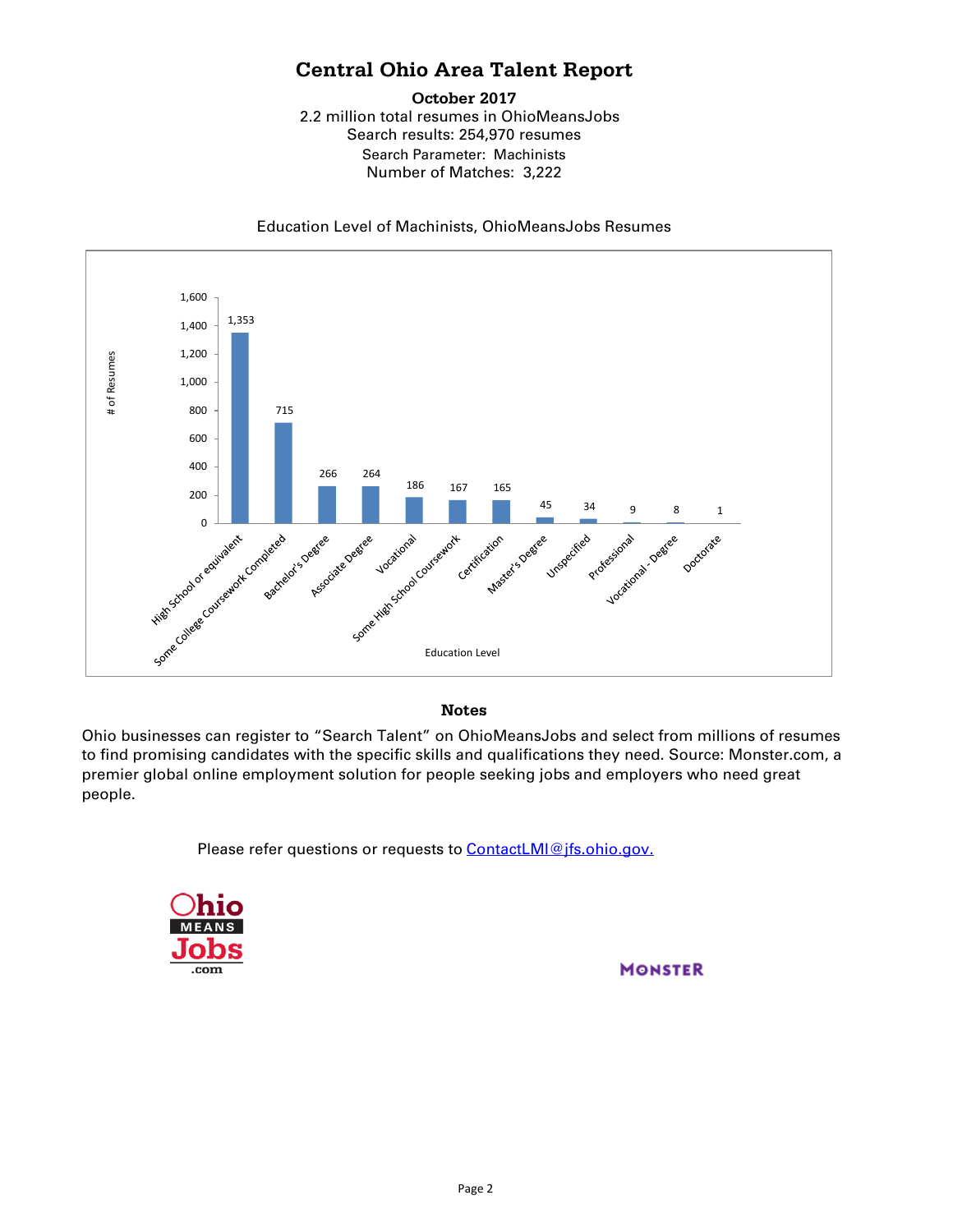# Central Ohio Area Talent Report

**October 2017**
2.2 million total resumes in OhioMeansJobs
Search results: 254,970 resumes
Search Parameter: Machinists
Number of Matches: 3,222

Education Level of Machinists, OhioMeansJobs Resumes

\# of Resumes

1,600
1,400
1,200
1,000
800
600
400
200
0

1,353
715
266
264
186
167
165
45
34
9
8
1

High School or equivalent
Some College Coursework Completed
Bachelor's Degree
Associate Degree
Vocational
Some High School Coursework
Certification
Master's Degree
Unspecified
Professional
Vocational - Degree
Doctorate

Education Level

**Notes**

Ohio businesses can register to "Search Talent" on OhioMeansJobs and select from millions of resumes to find promising candidates with the specific skills and qualifications they need. Source: Monster.com, a premier global online employment solution for people seeking jobs and employers who need great people.

Please refer questions or requests to ContactLMI@jfs.ohio.gov.

Ohio MEANS Jobs .com

MONSTER